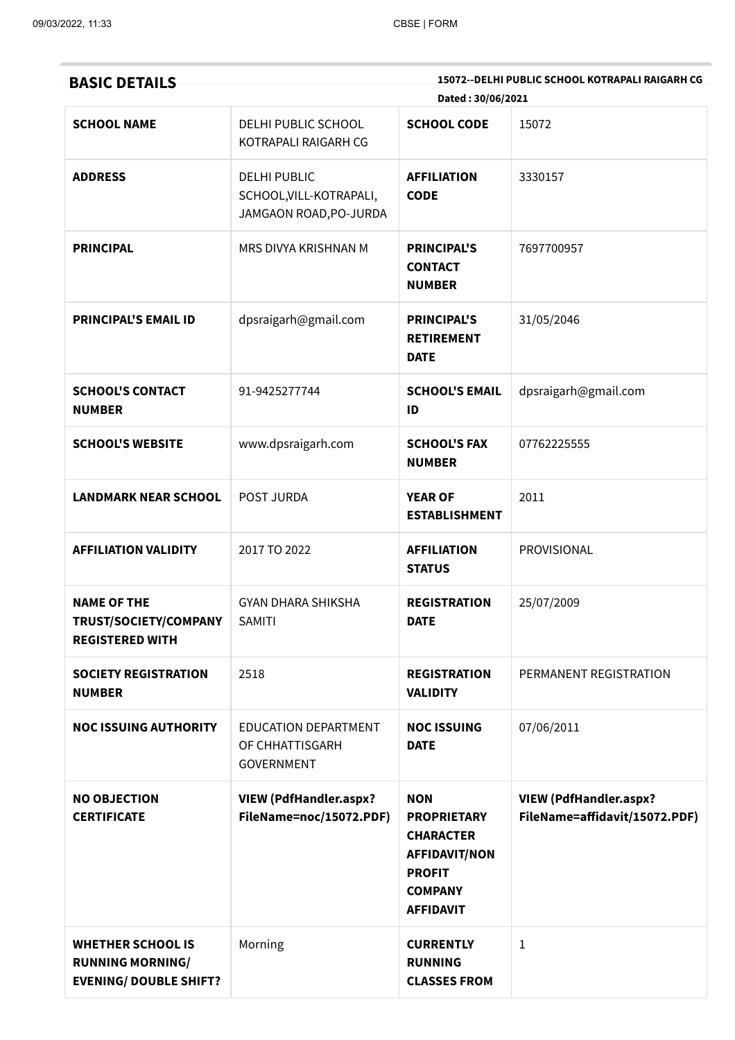## BASIC DETAILS

**15072--DELHI PUBLIC SCHOOL KOTRAPALI RAIGARH CG**

**Dated : 30/06/2021**

| | | | |
|---|---|---|---|
| **SCHOOL NAME** | DELHI PUBLIC SCHOOL KOTRAPALI RAIGARH CG | **SCHOOL CODE** | 15072 |
| **ADDRESS** | DELHI PUBLIC SCHOOL,VILL-KOTRAPALI, JAMGAON ROAD,PO-JURDA | **AFFILIATION CODE** | 3330157 |
| **PRINCIPAL** | MRS DIVYA KRISHNAN M | **PRINCIPAL'S CONTACT NUMBER** | 7697700957 |
| **PRINCIPAL'S EMAIL ID** | dpsraigarh@gmail.com | **PRINCIPAL'S RETIREMENT DATE** | 31/05/2046 |
| **SCHOOL'S CONTACT NUMBER** | 91-9425277744 | **SCHOOL'S EMAIL ID** | dpsraigarh@gmail.com |
| **SCHOOL'S WEBSITE** | www.dpsraigarh.com | **SCHOOL'S FAX NUMBER** | 07762225555 |
| **LANDMARK NEAR SCHOOL** | POST JURDA | **YEAR OF ESTABLISHMENT** | 2011 |
| **AFFILIATION VALIDITY** | 2017 TO 2022 | **AFFILIATION STATUS** | PROVISIONAL |
| **NAME OF THE TRUST/SOCIETY/COMPANY REGISTERED WITH** | GYAN DHARA SHIKSHA SAMITI | **REGISTRATION DATE** | 25/07/2009 |
| **SOCIETY REGISTRATION NUMBER** | 2518 | **REGISTRATION VALIDITY** | PERMANENT REGISTRATION |
| **NOC ISSUING AUTHORITY** | EDUCATION DEPARTMENT OF CHHATTISGARH GOVERNMENT | **NOC ISSUING DATE** | 07/06/2011 |
| **NO OBJECTION CERTIFICATE** | **VIEW (PdfHandler.aspx?FileName=noc/15072.PDF)** | **NON PROPRIETARY CHARACTER AFFIDAVIT/NON PROFIT COMPANY AFFIDAVIT** | **VIEW (PdfHandler.aspx?FileName=affidavit/15072.PDF)** |
| **WHETHER SCHOOL IS RUNNING MORNING/ EVENING/ DOUBLE SHIFT?** | Morning | **CURRENTLY RUNNING CLASSES FROM** | 1 |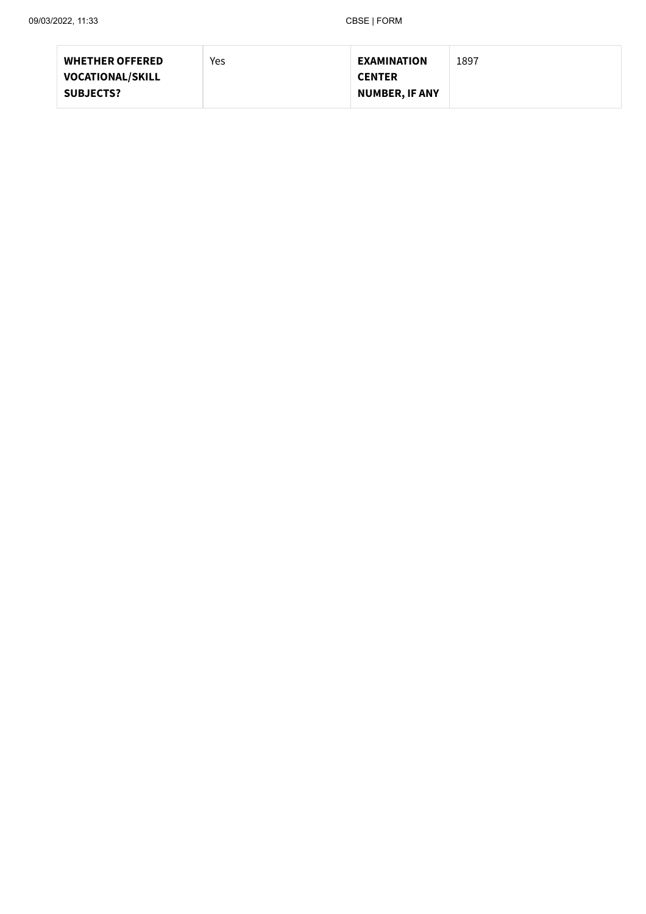| WHETHER OFFERED VOCATIONAL/SKILL SUBJECTS? | Yes | EXAMINATION CENTER NUMBER, IF ANY | 1897 |
| --- | --- | --- | --- |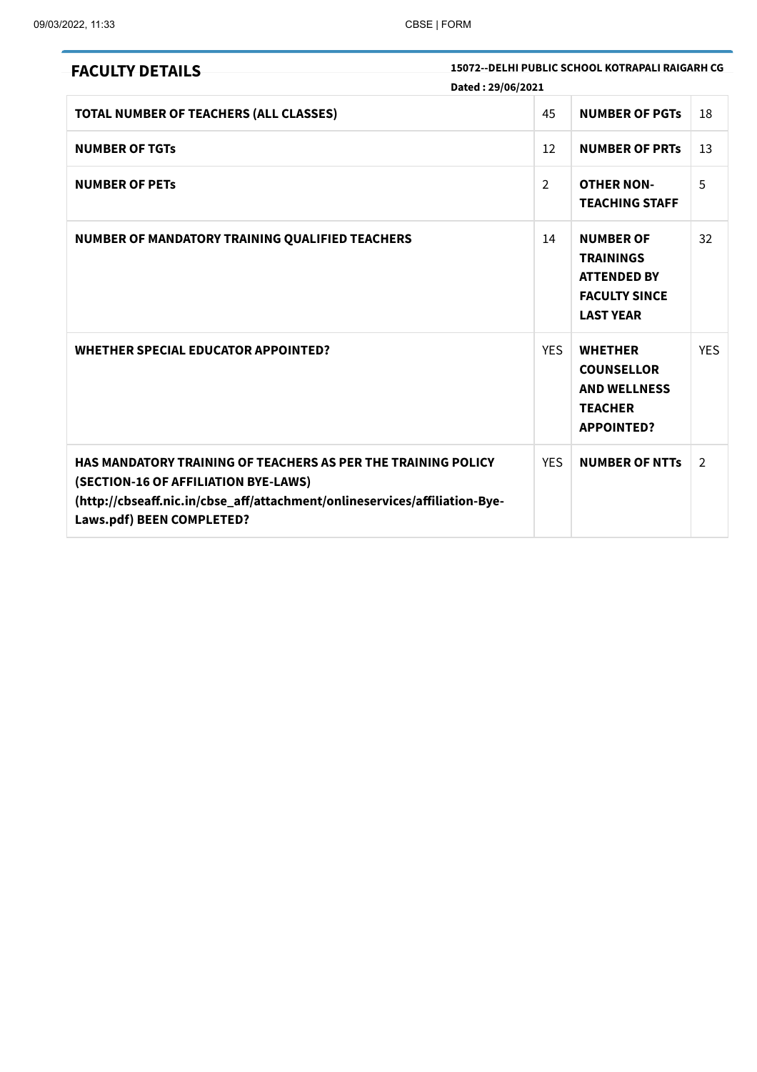## FACULTY DETAILS

**15072--DELHI PUBLIC SCHOOL KOTRAPALI RAIGARH CG**

**Dated : 29/06/2021**

| | | | |
|---|---|---|---|
| **TOTAL NUMBER OF TEACHERS (ALL CLASSES)** | 45 | **NUMBER OF PGTs** | 18 |
| **NUMBER OF TGTs** | 12 | **NUMBER OF PRTs** | 13 |
| **NUMBER OF PETs** | 2 | **OTHER NON-TEACHING STAFF** | 5 |
| **NUMBER OF MANDATORY TRAINING QUALIFIED TEACHERS** | 14 | **NUMBER OF TRAININGS ATTENDED BY FACULTY SINCE LAST YEAR** | 32 |
| **WHETHER SPECIAL EDUCATOR APPOINTED?** | YES | **WHETHER COUNSELLOR AND WELLNESS TEACHER APPOINTED?** | YES |
| **HAS MANDATORY TRAINING OF TEACHERS AS PER THE TRAINING POLICY (SECTION-16 OF AFFILIATION BYE-LAWS) (http://cbseaff.nic.in/cbse_aff/attachment/onlineservices/affiliation-Bye-Laws.pdf) BEEN COMPLETED?** | YES | **NUMBER OF NTTs** | 2 |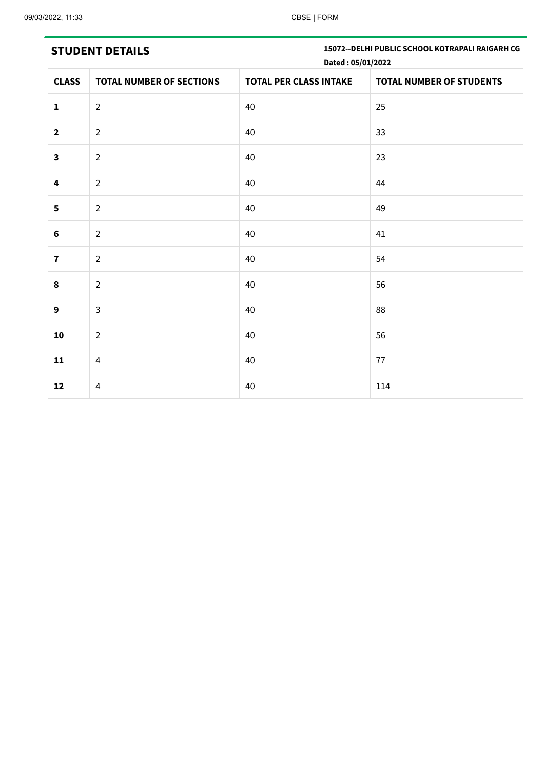## STUDENT DETAILS

**15072--DELHI PUBLIC SCHOOL KOTRAPALI RAIGARH CG**

**Dated : 05/01/2022**

| CLASS | TOTAL NUMBER OF SECTIONS | TOTAL PER CLASS INTAKE | TOTAL NUMBER OF STUDENTS |
|---|---|---|---|
| **1** | 2 | 40 | 25 |
| **2** | 2 | 40 | 33 |
| **3** | 2 | 40 | 23 |
| **4** | 2 | 40 | 44 |
| **5** | 2 | 40 | 49 |
| **6** | 2 | 40 | 41 |
| **7** | 2 | 40 | 54 |
| **8** | 2 | 40 | 56 |
| **9** | 3 | 40 | 88 |
| **10** | 2 | 40 | 56 |
| **11** | 4 | 40 | 77 |
| **12** | 4 | 40 | 114 |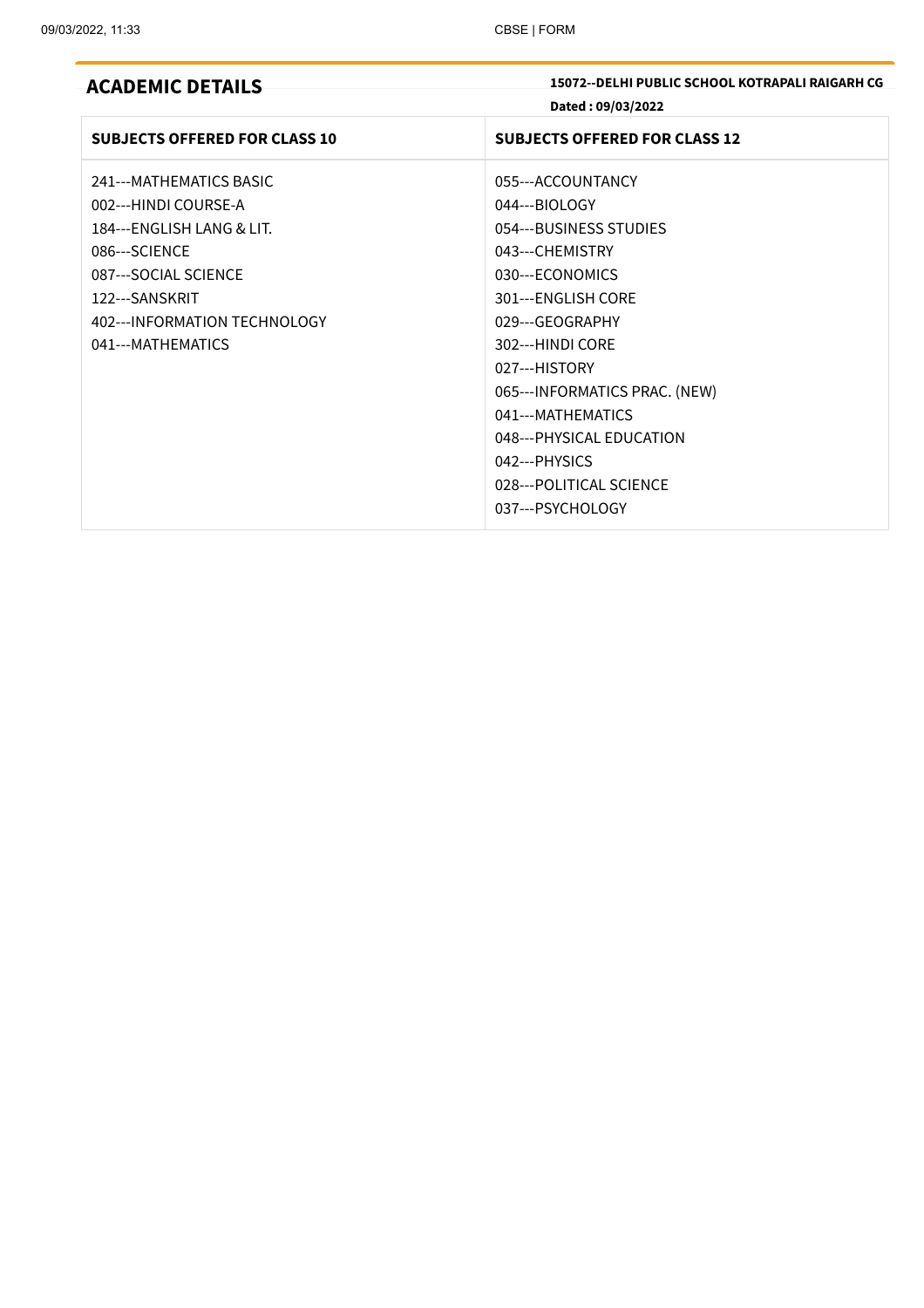## ACADEMIC DETAILS

**15072--DELHI PUBLIC SCHOOL KOTRAPALI RAIGARH CG**

**Dated : 09/03/2022**

| SUBJECTS OFFERED FOR CLASS 10 | SUBJECTS OFFERED FOR CLASS 12 |
|---|---|
| 241---MATHEMATICS BASIC<br>002---HINDI COURSE-A<br>184---ENGLISH LANG & LIT.<br>086---SCIENCE<br>087---SOCIAL SCIENCE<br>122---SANSKRIT<br>402---INFORMATION TECHNOLOGY<br>041---MATHEMATICS | 055---ACCOUNTANCY<br>044---BIOLOGY<br>054---BUSINESS STUDIES<br>043---CHEMISTRY<br>030---ECONOMICS<br>301---ENGLISH CORE<br>029---GEOGRAPHY<br>302---HINDI CORE<br>027---HISTORY<br>065---INFORMATICS PRAC. (NEW)<br>041---MATHEMATICS<br>048---PHYSICAL EDUCATION<br>042---PHYSICS<br>028---POLITICAL SCIENCE<br>037---PSYCHOLOGY |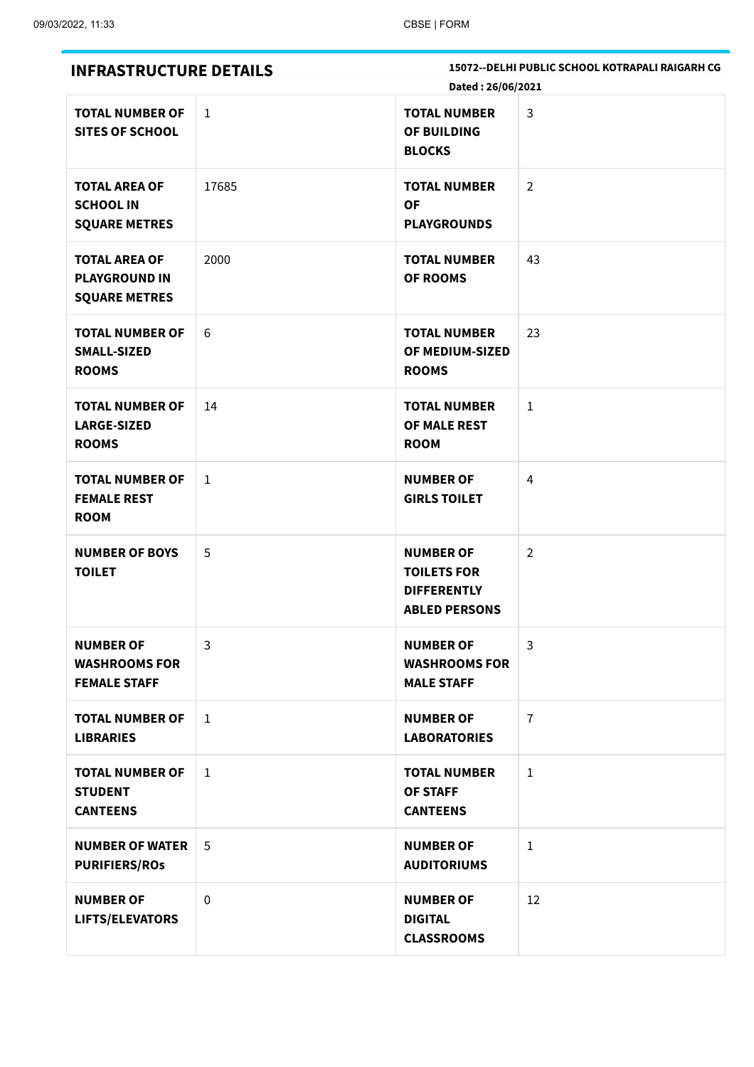## INFRASTRUCTURE DETAILS

**15072--DELHI PUBLIC SCHOOL KOTRAPALI RAIGARH CG**

**Dated : 26/06/2021**

| | | | |
|---|---|---|---|
| **TOTAL NUMBER OF SITES OF SCHOOL** | 1 | **TOTAL NUMBER OF BUILDING BLOCKS** | 3 |
| **TOTAL AREA OF SCHOOL IN SQUARE METRES** | 17685 | **TOTAL NUMBER OF PLAYGROUNDS** | 2 |
| **TOTAL AREA OF PLAYGROUND IN SQUARE METRES** | 2000 | **TOTAL NUMBER OF ROOMS** | 43 |
| **TOTAL NUMBER OF SMALL-SIZED ROOMS** | 6 | **TOTAL NUMBER OF MEDIUM-SIZED ROOMS** | 23 |
| **TOTAL NUMBER OF LARGE-SIZED ROOMS** | 14 | **TOTAL NUMBER OF MALE REST ROOM** | 1 |
| **TOTAL NUMBER OF FEMALE REST ROOM** | 1 | **NUMBER OF GIRLS TOILET** | 4 |
| **NUMBER OF BOYS TOILET** | 5 | **NUMBER OF TOILETS FOR DIFFERENTLY ABLED PERSONS** | 2 |
| **NUMBER OF WASHROOMS FOR FEMALE STAFF** | 3 | **NUMBER OF WASHROOMS FOR MALE STAFF** | 3 |
| **TOTAL NUMBER OF LIBRARIES** | 1 | **NUMBER OF LABORATORIES** | 7 |
| **TOTAL NUMBER OF STUDENT CANTEENS** | 1 | **TOTAL NUMBER OF STAFF CANTEENS** | 1 |
| **NUMBER OF WATER PURIFIERS/ROs** | 5 | **NUMBER OF AUDITORIUMS** | 1 |
| **NUMBER OF LIFTS/ELEVATORS** | 0 | **NUMBER OF DIGITAL CLASSROOMS** | 12 |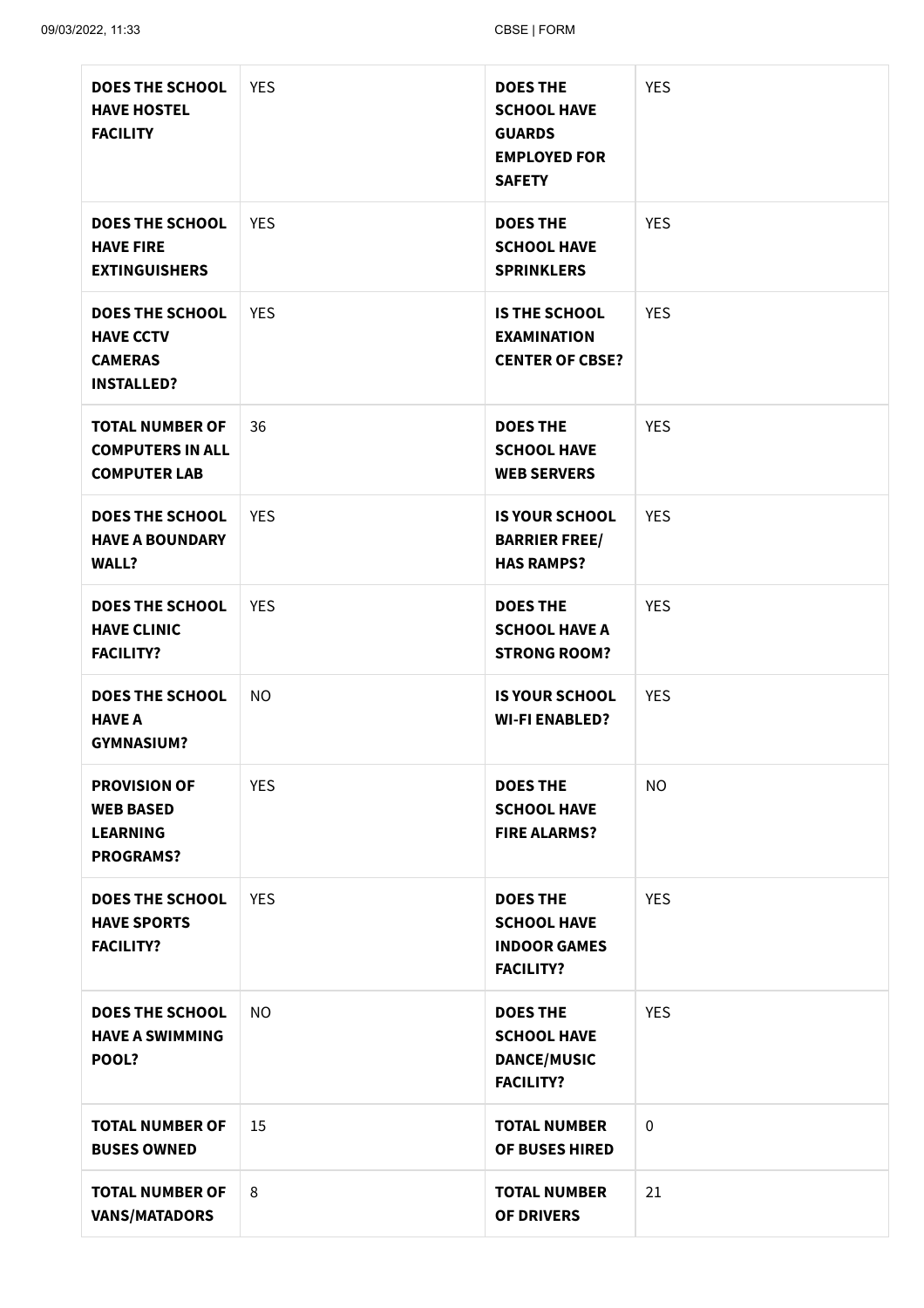| DOES THE SCHOOL HAVE HOSTEL FACILITY | YES | DOES THE SCHOOL HAVE GUARDS EMPLOYED FOR SAFETY | YES |
|---|---|---|---|
| DOES THE SCHOOL HAVE FIRE EXTINGUISHERS | YES | DOES THE SCHOOL HAVE SPRINKLERS | YES |
| DOES THE SCHOOL HAVE CCTV CAMERAS INSTALLED? | YES | IS THE SCHOOL EXAMINATION CENTER OF CBSE? | YES |
| TOTAL NUMBER OF COMPUTERS IN ALL COMPUTER LAB | 36 | DOES THE SCHOOL HAVE WEB SERVERS | YES |
| DOES THE SCHOOL HAVE A BOUNDARY WALL? | YES | IS YOUR SCHOOL BARRIER FREE/ HAS RAMPS? | YES |
| DOES THE SCHOOL HAVE CLINIC FACILITY? | YES | DOES THE SCHOOL HAVE A STRONG ROOM? | YES |
| DOES THE SCHOOL HAVE A GYMNASIUM? | NO | IS YOUR SCHOOL WI-FI ENABLED? | YES |
| PROVISION OF WEB BASED LEARNING PROGRAMS? | YES | DOES THE SCHOOL HAVE FIRE ALARMS? | NO |
| DOES THE SCHOOL HAVE SPORTS FACILITY? | YES | DOES THE SCHOOL HAVE INDOOR GAMES FACILITY? | YES |
| DOES THE SCHOOL HAVE A SWIMMING POOL? | NO | DOES THE SCHOOL HAVE DANCE/MUSIC FACILITY? | YES |
| TOTAL NUMBER OF BUSES OWNED | 15 | TOTAL NUMBER OF BUSES HIRED | 0 |
| TOTAL NUMBER OF VANS/MATADORS | 8 | TOTAL NUMBER OF DRIVERS | 21 |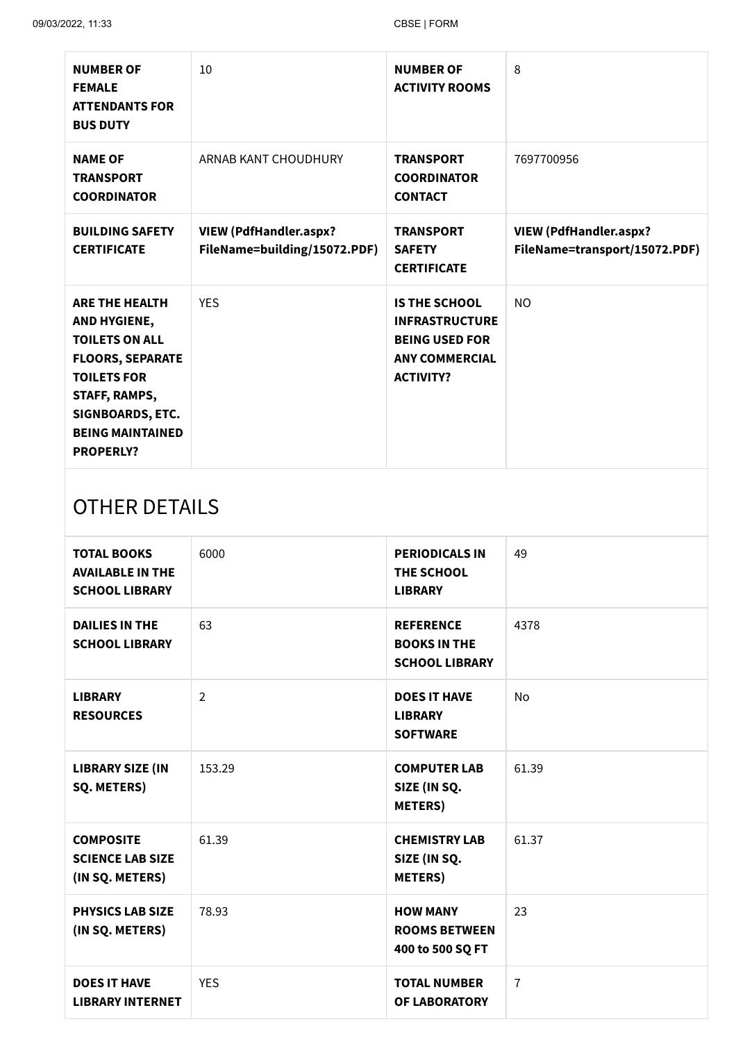| | | | |
|---|---|---|---|
| **NUMBER OF FEMALE ATTENDANTS FOR BUS DUTY** | 10 | **NUMBER OF ACTIVITY ROOMS** | 8 |
| **NAME OF TRANSPORT COORDINATOR** | ARNAB KANT CHOUDHURY | **TRANSPORT COORDINATOR CONTACT** | 7697700956 |
| **BUILDING SAFETY CERTIFICATE** | **VIEW (PdfHandler.aspx?FileName=building/15072.PDF)** | **TRANSPORT SAFETY CERTIFICATE** | **VIEW (PdfHandler.aspx?FileName=transport/15072.PDF)** |
| **ARE THE HEALTH AND HYGIENE, TOILETS ON ALL FLOORS, SEPARATE TOILETS FOR STAFF, RAMPS, SIGNBOARDS, ETC. BEING MAINTAINED PROPERLY?** | YES | **IS THE SCHOOL INFRASTRUCTURE BEING USED FOR ANY COMMERCIAL ACTIVITY?** | NO |

## OTHER DETAILS

| | | | |
|---|---|---|---|
| **TOTAL BOOKS AVAILABLE IN THE SCHOOL LIBRARY** | 6000 | **PERIODICALS IN THE SCHOOL LIBRARY** | 49 |
| **DAILIES IN THE SCHOOL LIBRARY** | 63 | **REFERENCE BOOKS IN THE SCHOOL LIBRARY** | 4378 |
| **LIBRARY RESOURCES** | 2 | **DOES IT HAVE LIBRARY SOFTWARE** | No |
| **LIBRARY SIZE (IN SQ. METERS)** | 153.29 | **COMPUTER LAB SIZE (IN SQ. METERS)** | 61.39 |
| **COMPOSITE SCIENCE LAB SIZE (IN SQ. METERS)** | 61.39 | **CHEMISTRY LAB SIZE (IN SQ. METERS)** | 61.37 |
| **PHYSICS LAB SIZE (IN SQ. METERS)** | 78.93 | **HOW MANY ROOMS BETWEEN 400 to 500 SQ FT** | 23 |
| **DOES IT HAVE LIBRARY INTERNET** | YES | **TOTAL NUMBER OF LABORATORY** | 7 |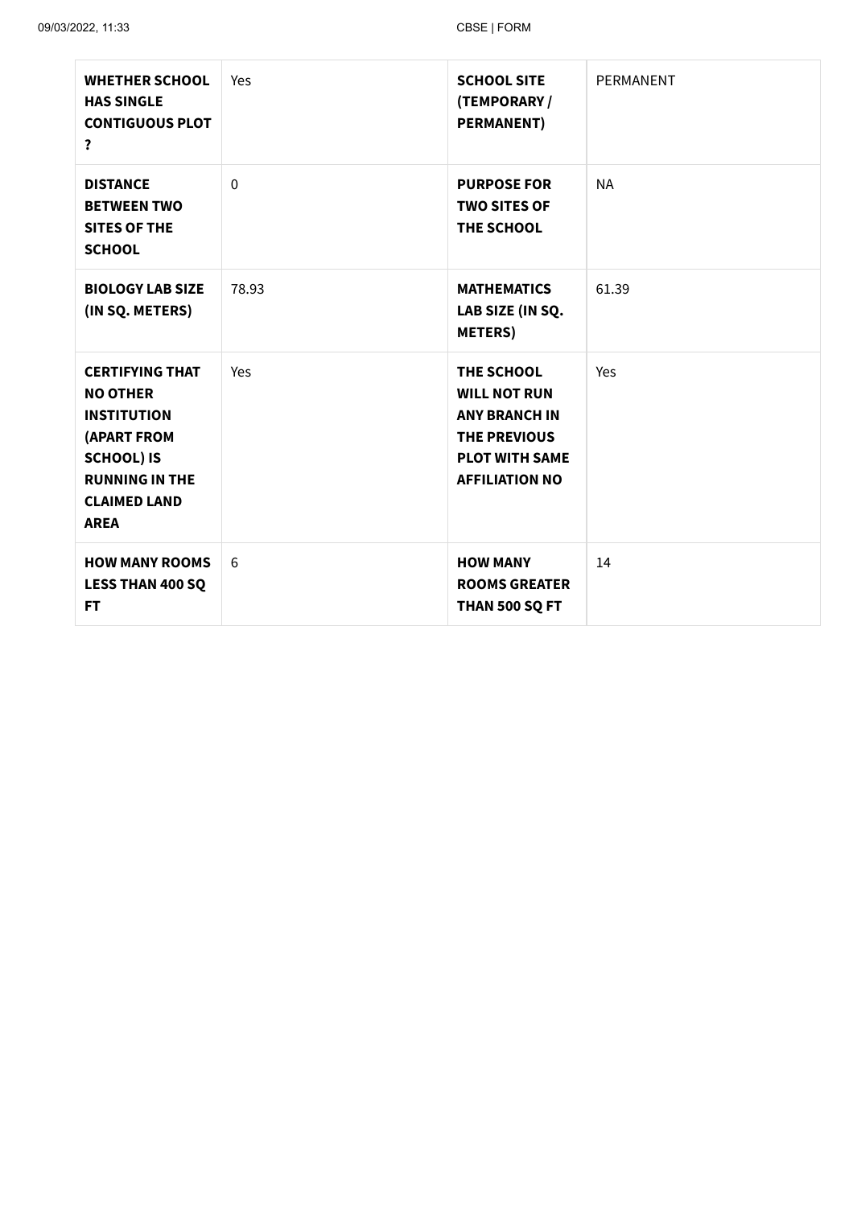| **WHETHER SCHOOL HAS SINGLE CONTIGUOUS PLOT ?** | Yes | **SCHOOL SITE (TEMPORARY / PERMANENT)** | PERMANENT |
|---|---|---|---|
| **DISTANCE BETWEEN TWO SITES OF THE SCHOOL** | 0 | **PURPOSE FOR TWO SITES OF THE SCHOOL** | NA |
| **BIOLOGY LAB SIZE (IN SQ. METERS)** | 78.93 | **MATHEMATICS LAB SIZE (IN SQ. METERS)** | 61.39 |
| **CERTIFYING THAT NO OTHER INSTITUTION (APART FROM SCHOOL) IS RUNNING IN THE CLAIMED LAND AREA** | Yes | **THE SCHOOL WILL NOT RUN ANY BRANCH IN THE PREVIOUS PLOT WITH SAME AFFILIATION NO** | Yes |
| **HOW MANY ROOMS LESS THAN 400 SQ FT** | 6 | **HOW MANY ROOMS GREATER THAN 500 SQ FT** | 14 |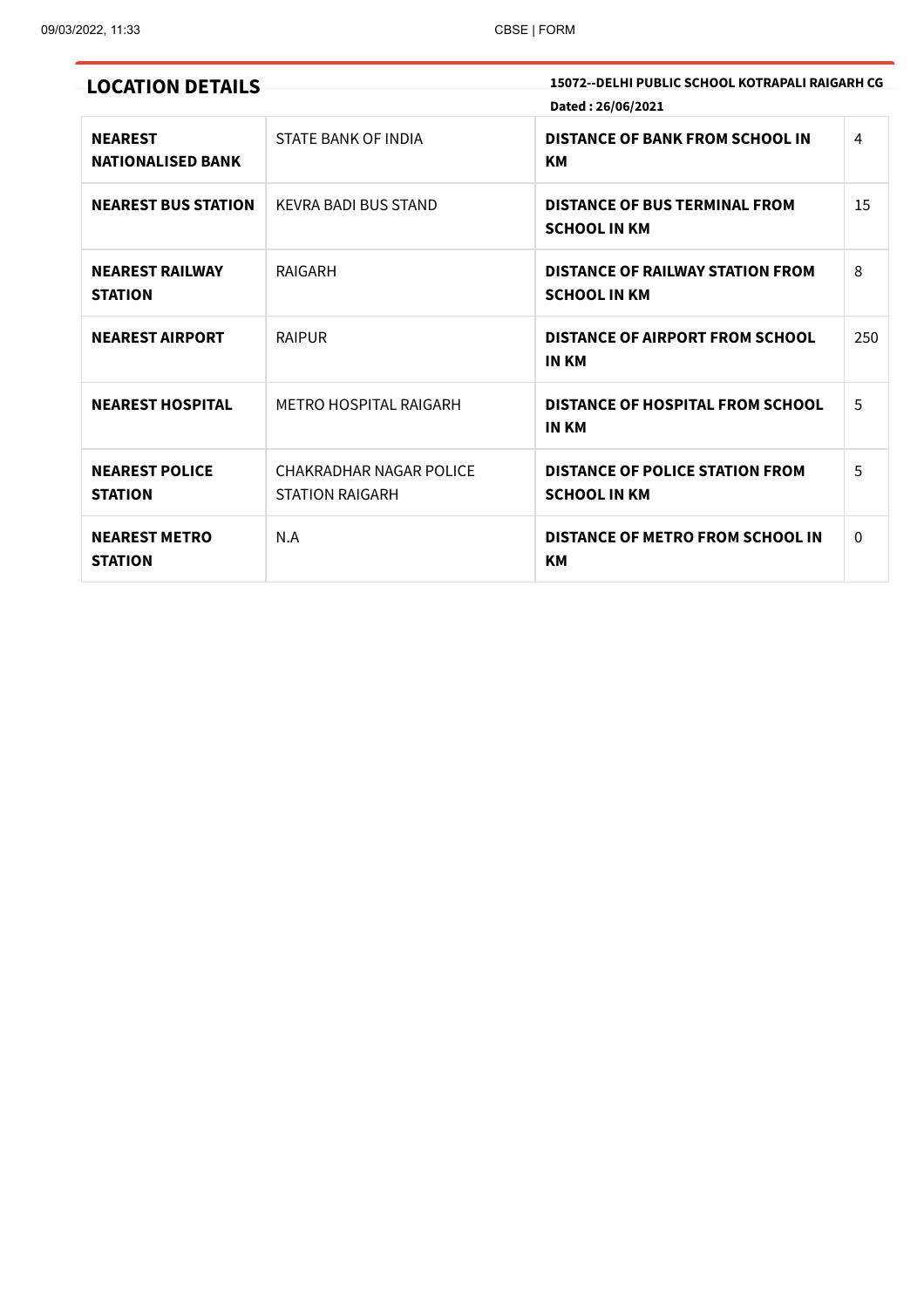## LOCATION DETAILS

**15072--DELHI PUBLIC SCHOOL KOTRAPALI RAIGARH CG**

**Dated : 26/06/2021**

| | | | |
|---|---|---|---|
| **NEAREST NATIONALISED BANK** | STATE BANK OF INDIA | **DISTANCE OF BANK FROM SCHOOL IN KM** | 4 |
| **NEAREST BUS STATION** | KEVRA BADI BUS STAND | **DISTANCE OF BUS TERMINAL FROM SCHOOL IN KM** | 15 |
| **NEAREST RAILWAY STATION** | RAIGARH | **DISTANCE OF RAILWAY STATION FROM SCHOOL IN KM** | 8 |
| **NEAREST AIRPORT** | RAIPUR | **DISTANCE OF AIRPORT FROM SCHOOL IN KM** | 250 |
| **NEAREST HOSPITAL** | METRO HOSPITAL RAIGARH | **DISTANCE OF HOSPITAL FROM SCHOOL IN KM** | 5 |
| **NEAREST POLICE STATION** | CHAKRADHAR NAGAR POLICE STATION RAIGARH | **DISTANCE OF POLICE STATION FROM SCHOOL IN KM** | 5 |
| **NEAREST METRO STATION** | N.A | **DISTANCE OF METRO FROM SCHOOL IN KM** | 0 |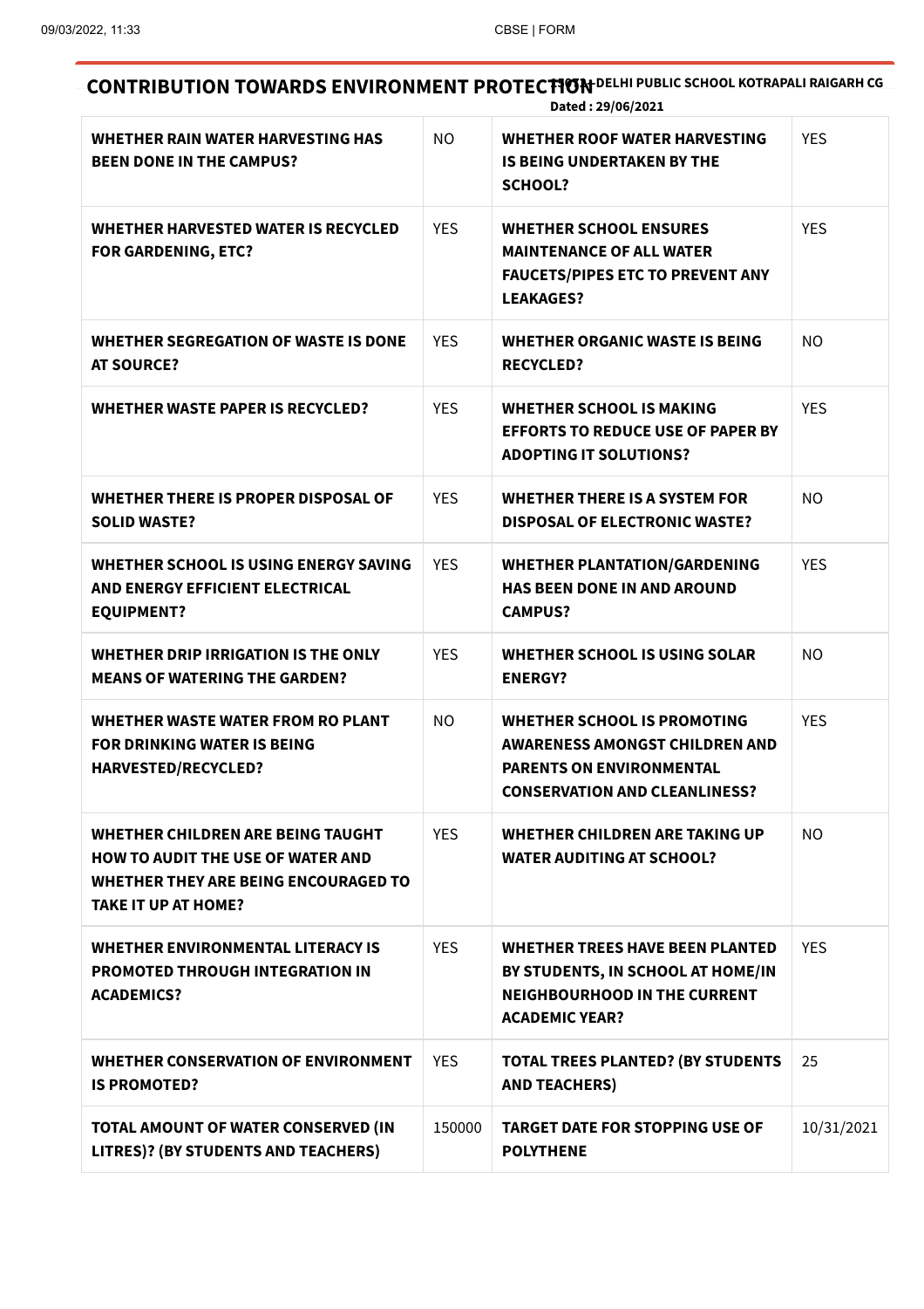## CONTRIBUTION TOWARDS ENVIRONMENT PROTECTION

**330XXX-DELHI PUBLIC SCHOOL KOTRAPALI RAIGARH CG**
**Dated : 29/06/2021**

| | | | |
|---|---|---|---|
| **WHETHER RAIN WATER HARVESTING HAS BEEN DONE IN THE CAMPUS?** | NO | **WHETHER ROOF WATER HARVESTING IS BEING UNDERTAKEN BY THE SCHOOL?** | YES |
| **WHETHER HARVESTED WATER IS RECYCLED FOR GARDENING, ETC?** | YES | **WHETHER SCHOOL ENSURES MAINTENANCE OF ALL WATER FAUCETS/PIPES ETC TO PREVENT ANY LEAKAGES?** | YES |
| **WHETHER SEGREGATION OF WASTE IS DONE AT SOURCE?** | YES | **WHETHER ORGANIC WASTE IS BEING RECYCLED?** | NO |
| **WHETHER WASTE PAPER IS RECYCLED?** | YES | **WHETHER SCHOOL IS MAKING EFFORTS TO REDUCE USE OF PAPER BY ADOPTING IT SOLUTIONS?** | YES |
| **WHETHER THERE IS PROPER DISPOSAL OF SOLID WASTE?** | YES | **WHETHER THERE IS A SYSTEM FOR DISPOSAL OF ELECTRONIC WASTE?** | NO |
| **WHETHER SCHOOL IS USING ENERGY SAVING AND ENERGY EFFICIENT ELECTRICAL EQUIPMENT?** | YES | **WHETHER PLANTATION/GARDENING HAS BEEN DONE IN AND AROUND CAMPUS?** | YES |
| **WHETHER DRIP IRRIGATION IS THE ONLY MEANS OF WATERING THE GARDEN?** | YES | **WHETHER SCHOOL IS USING SOLAR ENERGY?** | NO |
| **WHETHER WASTE WATER FROM RO PLANT FOR DRINKING WATER IS BEING HARVESTED/RECYCLED?** | NO | **WHETHER SCHOOL IS PROMOTING AWARENESS AMONGST CHILDREN AND PARENTS ON ENVIRONMENTAL CONSERVATION AND CLEANLINESS?** | YES |
| **WHETHER CHILDREN ARE BEING TAUGHT HOW TO AUDIT THE USE OF WATER AND WHETHER THEY ARE BEING ENCOURAGED TO TAKE IT UP AT HOME?** | YES | **WHETHER CHILDREN ARE TAKING UP WATER AUDITING AT SCHOOL?** | NO |
| **WHETHER ENVIRONMENTAL LITERACY IS PROMOTED THROUGH INTEGRATION IN ACADEMICS?** | YES | **WHETHER TREES HAVE BEEN PLANTED BY STUDENTS, IN SCHOOL AT HOME/IN NEIGHBOURHOOD IN THE CURRENT ACADEMIC YEAR?** | YES |
| **WHETHER CONSERVATION OF ENVIRONMENT IS PROMOTED?** | YES | **TOTAL TREES PLANTED? (BY STUDENTS AND TEACHERS)** | 25 |
| **TOTAL AMOUNT OF WATER CONSERVED (IN LITRES)? (BY STUDENTS AND TEACHERS)** | 150000 | **TARGET DATE FOR STOPPING USE OF POLYTHENE** | 10/31/2021 |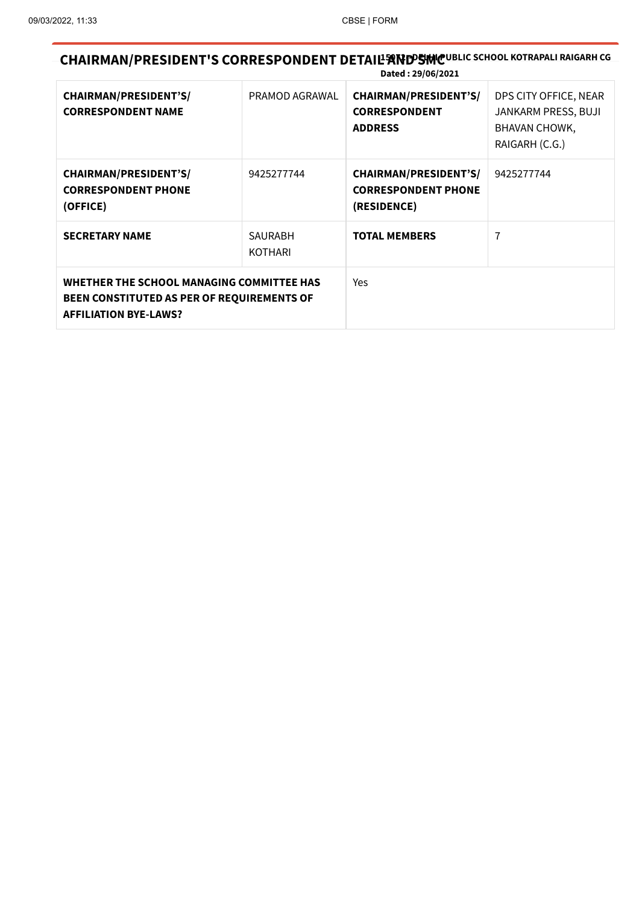## CHAIRMAN/PRESIDENT'S CORRESPONDENT DETAIL AND SMC

**15072 - DELHI PUBLIC SCHOOL KOTRAPALI RAIGARH CG**

**Dated : 29/06/2021**

| | | | |
|---|---|---|---|
| **CHAIRMAN/PRESIDENT'S/ CORRESPONDENT NAME** | PRAMOD AGRAWAL | **CHAIRMAN/PRESIDENT'S/ CORRESPONDENT ADDRESS** | DPS CITY OFFICE, NEAR JANKARM PRESS, BUJI BHAVAN CHOWK, RAIGARH (C.G.) |
| **CHAIRMAN/PRESIDENT'S/ CORRESPONDENT PHONE (OFFICE)** | 9425277744 | **CHAIRMAN/PRESIDENT'S/ CORRESPONDENT PHONE (RESIDENCE)** | 9425277744 |
| **SECRETARY NAME** | SAURABH KOTHARI | **TOTAL MEMBERS** | 7 |
| **WHETHER THE SCHOOL MANAGING COMMITTEE HAS BEEN CONSTITUTED AS PER OF REQUIREMENTS OF AFFILIATION BYE-LAWS?** | | Yes | |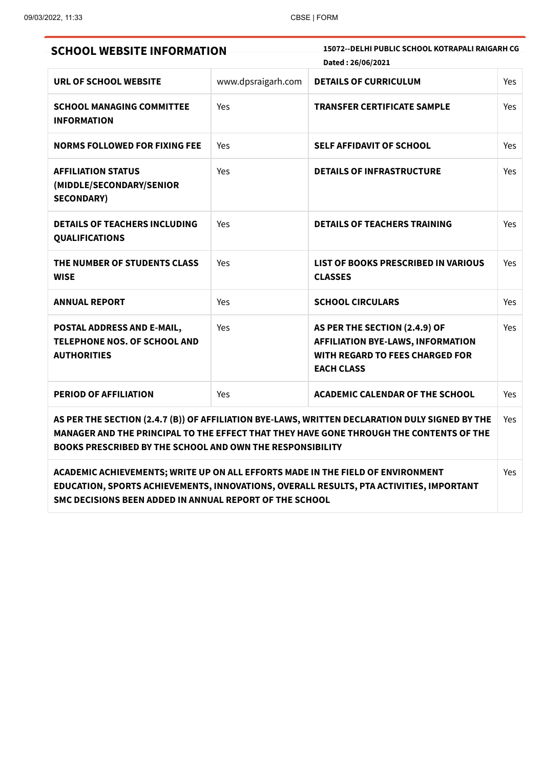## SCHOOL WEBSITE INFORMATION

**15072--DELHI PUBLIC SCHOOL KOTRAPALI RAIGARH CG**

**Dated : 26/06/2021**

| | | | |
|---|---|---|---|
| **URL OF SCHOOL WEBSITE** | www.dpsraigarh.com | **DETAILS OF CURRICULUM** | Yes |
| **SCHOOL MANAGING COMMITTEE INFORMATION** | Yes | **TRANSFER CERTIFICATE SAMPLE** | Yes |
| **NORMS FOLLOWED FOR FIXING FEE** | Yes | **SELF AFFIDAVIT OF SCHOOL** | Yes |
| **AFFILIATION STATUS (MIDDLE/SECONDARY/SENIOR SECONDARY)** | Yes | **DETAILS OF INFRASTRUCTURE** | Yes |
| **DETAILS OF TEACHERS INCLUDING QUALIFICATIONS** | Yes | **DETAILS OF TEACHERS TRAINING** | Yes |
| **THE NUMBER OF STUDENTS CLASS WISE** | Yes | **LIST OF BOOKS PRESCRIBED IN VARIOUS CLASSES** | Yes |
| **ANNUAL REPORT** | Yes | **SCHOOL CIRCULARS** | Yes |
| **POSTAL ADDRESS AND E-MAIL, TELEPHONE NOS. OF SCHOOL AND AUTHORITIES** | Yes | **AS PER THE SECTION (2.4.9) OF AFFILIATION BYE-LAWS, INFORMATION WITH REGARD TO FEES CHARGED FOR EACH CLASS** | Yes |
| **PERIOD OF AFFILIATION** | Yes | **ACADEMIC CALENDAR OF THE SCHOOL** | Yes |
| **AS PER THE SECTION (2.4.7 (B)) OF AFFILIATION BYE-LAWS, WRITTEN DECLARATION DULY SIGNED BY THE MANAGER AND THE PRINCIPAL TO THE EFFECT THAT THEY HAVE GONE THROUGH THE CONTENTS OF THE BOOKS PRESCRIBED BY THE SCHOOL AND OWN THE RESPONSIBILITY** | | | Yes |
| **ACADEMIC ACHIEVEMENTS; WRITE UP ON ALL EFFORTS MADE IN THE FIELD OF ENVIRONMENT EDUCATION, SPORTS ACHIEVEMENTS, INNOVATIONS, OVERALL RESULTS, PTA ACTIVITIES, IMPORTANT SMC DECISIONS BEEN ADDED IN ANNUAL REPORT OF THE SCHOOL** | | | Yes |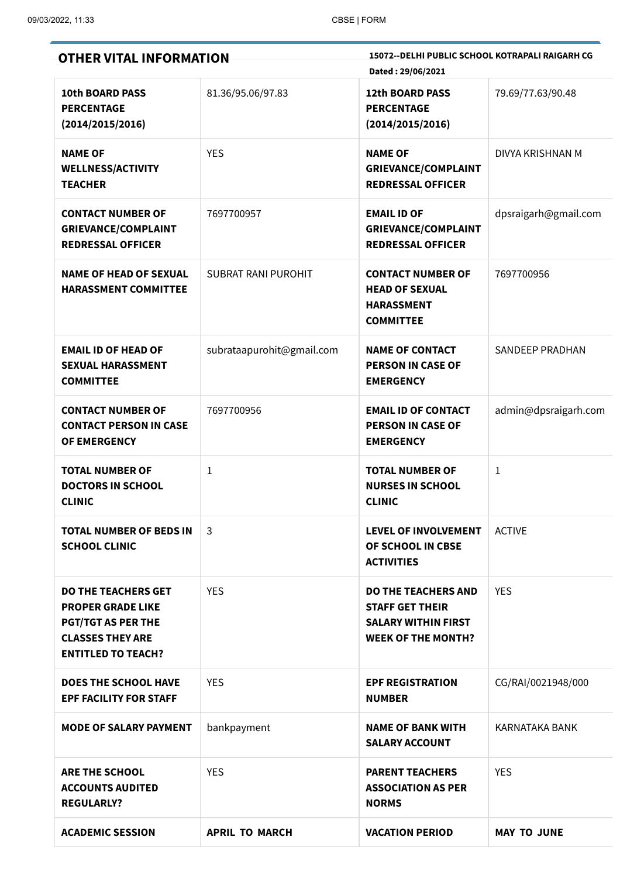## OTHER VITAL INFORMATION

**15072--DELHI PUBLIC SCHOOL KOTRAPALI RAIGARH CG**

**Dated : 29/06/2021**

| | | | |
|---|---|---|---|
| **10th BOARD PASS PERCENTAGE (2014/2015/2016)** | 81.36/95.06/97.83 | **12th BOARD PASS PERCENTAGE (2014/2015/2016)** | 79.69/77.63/90.48 |
| **NAME OF WELLNESS/ACTIVITY TEACHER** | YES | **NAME OF GRIEVANCE/COMPLAINT REDRESSAL OFFICER** | DIVYA KRISHNAN M |
| **CONTACT NUMBER OF GRIEVANCE/COMPLAINT REDRESSAL OFFICER** | 7697700957 | **EMAIL ID OF GRIEVANCE/COMPLAINT REDRESSAL OFFICER** | dpsraigarh@gmail.com |
| **NAME OF HEAD OF SEXUAL HARASSMENT COMMITTEE** | SUBRAT RANI PUROHIT | **CONTACT NUMBER OF HEAD OF SEXUAL HARASSMENT COMMITTEE** | 7697700956 |
| **EMAIL ID OF HEAD OF SEXUAL HARASSMENT COMMITTEE** | subrataapurohit@gmail.com | **NAME OF CONTACT PERSON IN CASE OF EMERGENCY** | SANDEEP PRADHAN |
| **CONTACT NUMBER OF CONTACT PERSON IN CASE OF EMERGENCY** | 7697700956 | **EMAIL ID OF CONTACT PERSON IN CASE OF EMERGENCY** | admin@dpsraigarh.com |
| **TOTAL NUMBER OF DOCTORS IN SCHOOL CLINIC** | 1 | **TOTAL NUMBER OF NURSES IN SCHOOL CLINIC** | 1 |
| **TOTAL NUMBER OF BEDS IN SCHOOL CLINIC** | 3 | **LEVEL OF INVOLVEMENT OF SCHOOL IN CBSE ACTIVITIES** | ACTIVE |
| **DO THE TEACHERS GET PROPER GRADE LIKE PGT/TGT AS PER THE CLASSES THEY ARE ENTITLED TO TEACH?** | YES | **DO THE TEACHERS AND STAFF GET THEIR SALARY WITHIN FIRST WEEK OF THE MONTH?** | YES |
| **DOES THE SCHOOL HAVE EPF FACILITY FOR STAFF** | YES | **EPF REGISTRATION NUMBER** | CG/RAI/0021948/000 |
| **MODE OF SALARY PAYMENT** | bankpayment | **NAME OF BANK WITH SALARY ACCOUNT** | KARNATAKA BANK |
| **ARE THE SCHOOL ACCOUNTS AUDITED REGULARLY?** | YES | **PARENT TEACHERS ASSOCIATION AS PER NORMS** | YES |
| **ACADEMIC SESSION** | **APRIL TO MARCH** | **VACATION PERIOD** | **MAY TO JUNE** |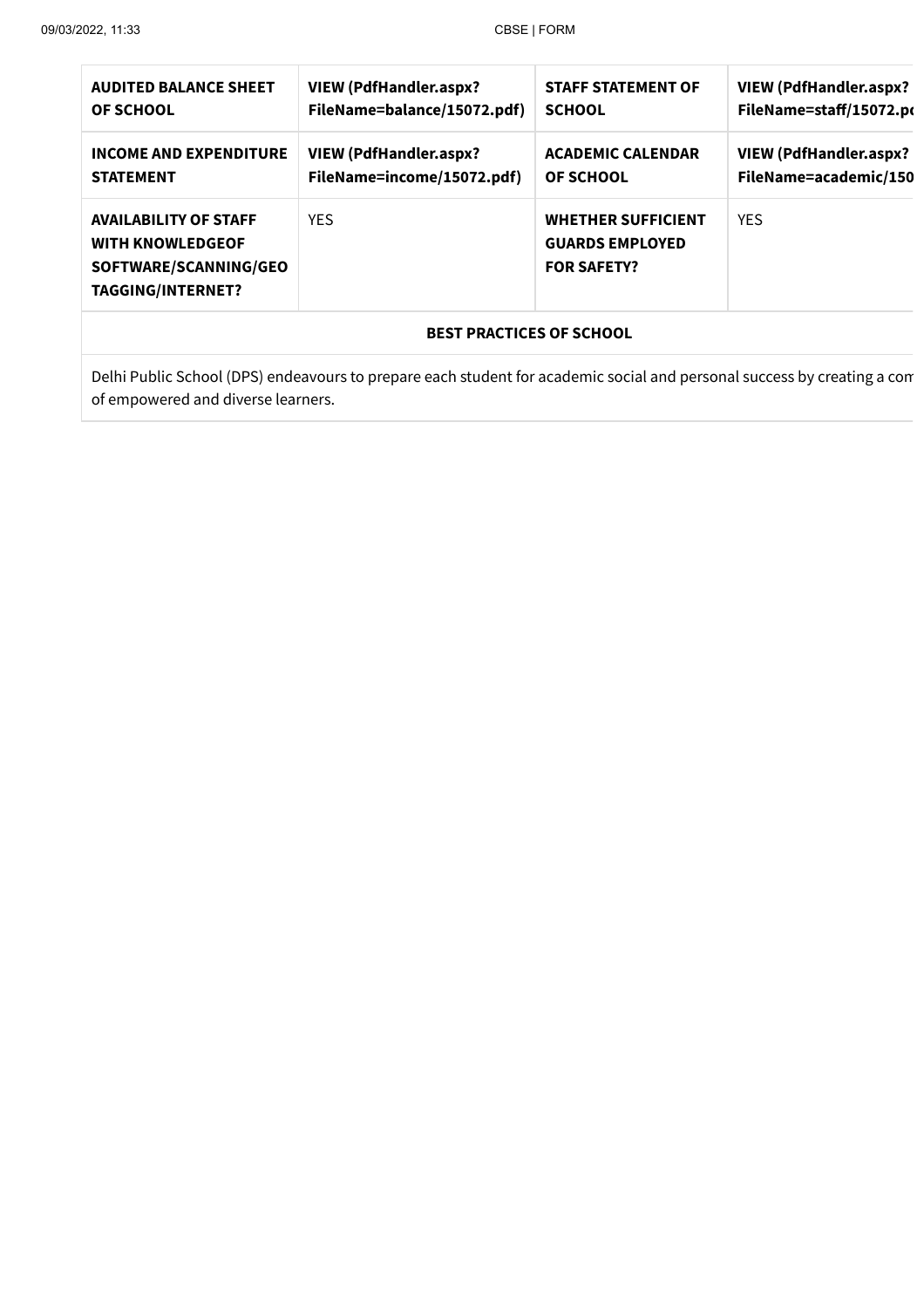| AUDITED BALANCE SHEET OF SCHOOL | VIEW (PdfHandler.aspx?FileName=balance/15072.pdf) | STAFF STATEMENT OF SCHOOL | VIEW (PdfHandler.aspx?FileName=staff/15072.pd |
|---|---|---|---|
| **INCOME AND EXPENDITURE STATEMENT** | **VIEW (PdfHandler.aspx?FileName=income/15072.pdf)** | **ACADEMIC CALENDAR OF SCHOOL** | **VIEW (PdfHandler.aspx?FileName=academic/150** |
| **AVAILABILITY OF STAFF WITH KNOWLEDGEOF SOFTWARE/SCANNING/GEO TAGGING/INTERNET?** | YES | **WHETHER SUFFICIENT GUARDS EMPLOYED FOR SAFETY?** | YES |

| BEST PRACTICES OF SCHOOL |
|---|
| Delhi Public School (DPS) endeavours to prepare each student for academic social and personal success by creating a com of empowered and diverse learners. |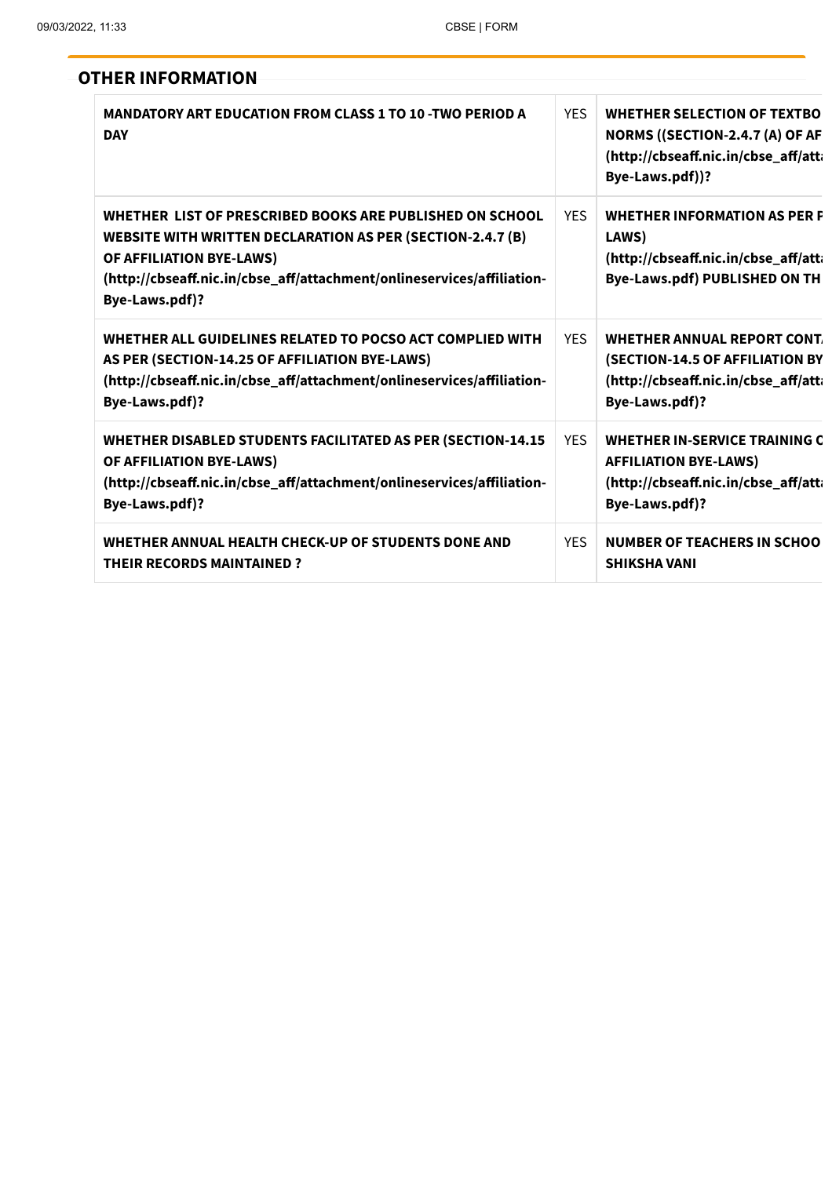## OTHER INFORMATION

| | | |
|---|---|---|
| MANDATORY ART EDUCATION FROM CLASS 1 TO 10 -TWO PERIOD A DAY | YES | WHETHER SELECTION OF TEXTBO NORMS ((SECTION-2.4.7 (A) OF AF (http://cbseaff.nic.in/cbse_aff/atta Bye-Laws.pdf))? |
| WHETHER LIST OF PRESCRIBED BOOKS ARE PUBLISHED ON SCHOOL WEBSITE WITH WRITTEN DECLARATION AS PER (SECTION-2.4.7 (B) OF AFFILIATION BYE-LAWS) (http://cbseaff.nic.in/cbse_aff/attachment/onlineservices/affiliation-Bye-Laws.pdf)? | YES | WHETHER INFORMATION AS PER F LAWS) (http://cbseaff.nic.in/cbse_aff/atta Bye-Laws.pdf) PUBLISHED ON TH |
| WHETHER ALL GUIDELINES RELATED TO POCSO ACT COMPLIED WITH AS PER (SECTION-14.25 OF AFFILIATION BYE-LAWS) (http://cbseaff.nic.in/cbse_aff/attachment/onlineservices/affiliation-Bye-Laws.pdf)? | YES | WHETHER ANNUAL REPORT CONTA (SECTION-14.5 OF AFFILIATION BY (http://cbseaff.nic.in/cbse_aff/atta Bye-Laws.pdf)? |
| WHETHER DISABLED STUDENTS FACILITATED AS PER (SECTION-14.15 OF AFFILIATION BYE-LAWS) (http://cbseaff.nic.in/cbse_aff/attachment/onlineservices/affiliation-Bye-Laws.pdf)? | YES | WHETHER IN-SERVICE TRAINING C AFFILIATION BYE-LAWS) (http://cbseaff.nic.in/cbse_aff/atta Bye-Laws.pdf)? |
| WHETHER ANNUAL HEALTH CHECK-UP OF STUDENTS DONE AND THEIR RECORDS MAINTAINED ? | YES | NUMBER OF TEACHERS IN SCHOO SHIKSHA VANI |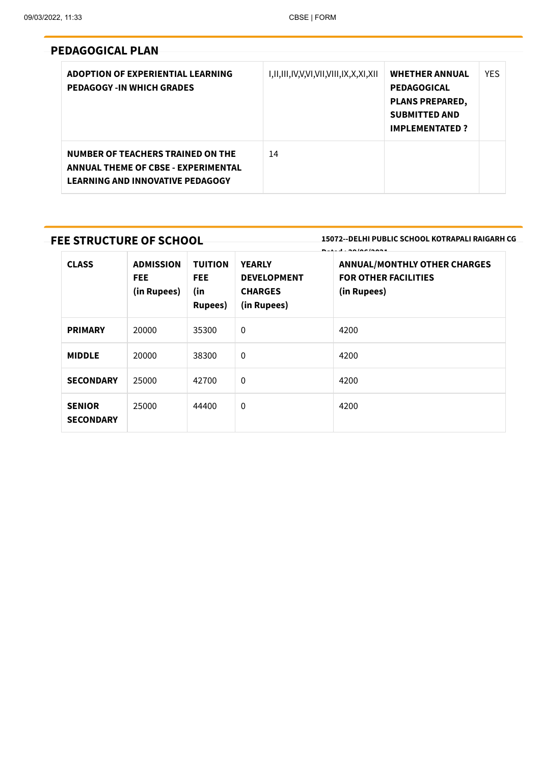## PEDAGOGICAL PLAN

| ADOPTION OF EXPERIENTIAL LEARNING PEDAGOGY -IN WHICH GRADES | I,II,III,IV,V,VI,VII,VIII,IX,X,XI,XII | WHETHER ANNUAL PEDAGOGICAL PLANS PREPARED, SUBMITTED AND IMPLEMENTATED ? | YES |
|---|---|---|---|
| NUMBER OF TEACHERS TRAINED ON THE ANNUAL THEME OF CBSE - EXPERIMENTAL LEARNING AND INNOVATIVE PEDAGOGY | 14 | | |

## FEE STRUCTURE OF SCHOOL

**15072--DELHI PUBLIC SCHOOL KOTRAPALI RAIGARH CG**

**Dated : 30/06/2021**

| CLASS | ADMISSION FEE (in Rupees) | TUITION FEE (in Rupees) | YEARLY DEVELOPMENT CHARGES (in Rupees) | ANNUAL/MONTHLY OTHER CHARGES FOR OTHER FACILITIES (in Rupees) |
|---|---|---|---|---|
| PRIMARY | 20000 | 35300 | 0 | 4200 |
| MIDDLE | 20000 | 38300 | 0 | 4200 |
| SECONDARY | 25000 | 42700 | 0 | 4200 |
| SENIOR SECONDARY | 25000 | 44400 | 0 | 4200 |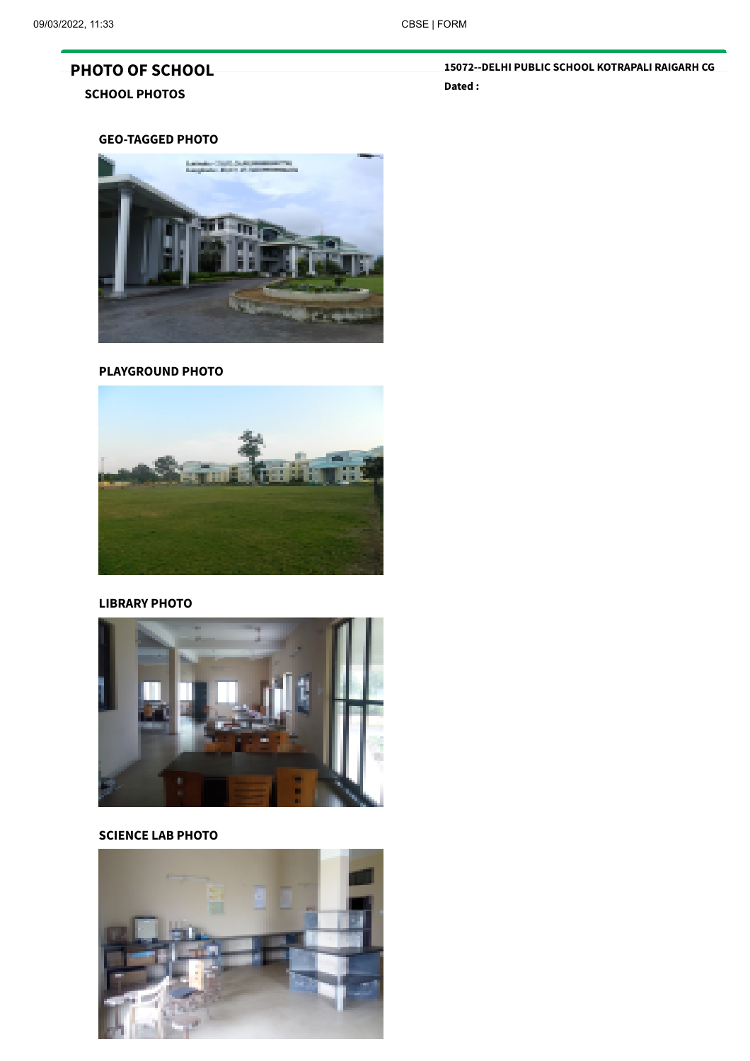# PHOTO OF SCHOOL

**15072--DELHI PUBLIC SCHOOL KOTRAPALI RAIGARH CG**

**Dated :**

## SCHOOL PHOTOS

### GEO-TAGGED PHOTO

### PLAYGROUND PHOTO

### LIBRARY PHOTO

### SCIENCE LAB PHOTO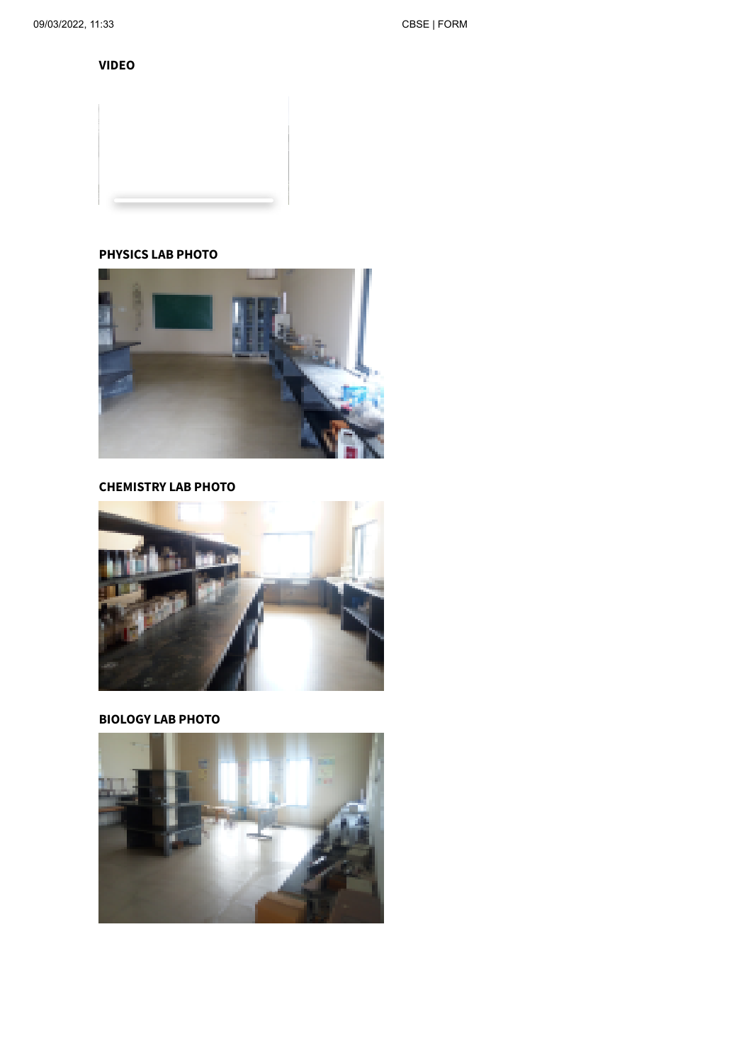**VIDEO**

**PHYSICS LAB PHOTO**

**CHEMISTRY LAB PHOTO**

**BIOLOGY LAB PHOTO**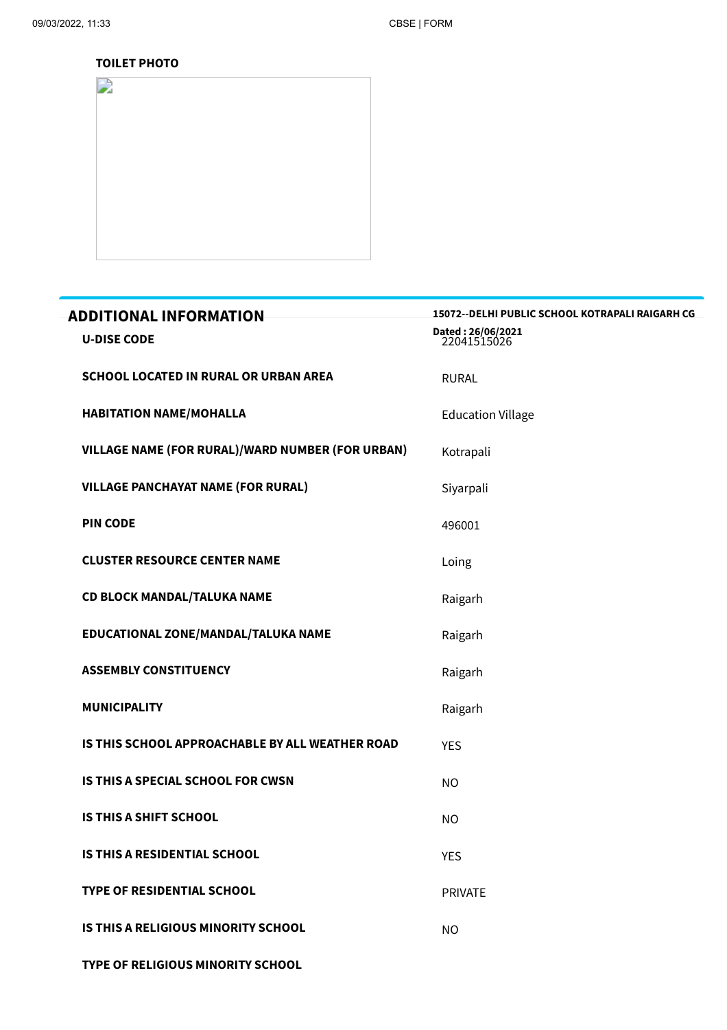**TOILET PHOTO**

## ADDITIONAL INFORMATION

**15072--DELHI PUBLIC SCHOOL KOTRAPALI RAIGARH CG**

**Dated : 26/06/2021**

| | |
|---|---|
| **U-DISE CODE** | 22041515026 |
| **SCHOOL LOCATED IN RURAL OR URBAN AREA** | RURAL |
| **HABITATION NAME/MOHALLA** | Education Village |
| **VILLAGE NAME (FOR RURAL)/WARD NUMBER (FOR URBAN)** | Kotrapali |
| **VILLAGE PANCHAYAT NAME (FOR RURAL)** | Siyarpali |
| **PIN CODE** | 496001 |
| **CLUSTER RESOURCE CENTER NAME** | Loing |
| **CD BLOCK MANDAL/TALUKA NAME** | Raigarh |
| **EDUCATIONAL ZONE/MANDAL/TALUKA NAME** | Raigarh |
| **ASSEMBLY CONSTITUENCY** | Raigarh |
| **MUNICIPALITY** | Raigarh |
| **IS THIS SCHOOL APPROACHABLE BY ALL WEATHER ROAD** | YES |
| **IS THIS A SPECIAL SCHOOL FOR CWSN** | NO |
| **IS THIS A SHIFT SCHOOL** | NO |
| **IS THIS A RESIDENTIAL SCHOOL** | YES |
| **TYPE OF RESIDENTIAL SCHOOL** | PRIVATE |
| **IS THIS A RELIGIOUS MINORITY SCHOOL** | NO |
| **TYPE OF RELIGIOUS MINORITY SCHOOL** | |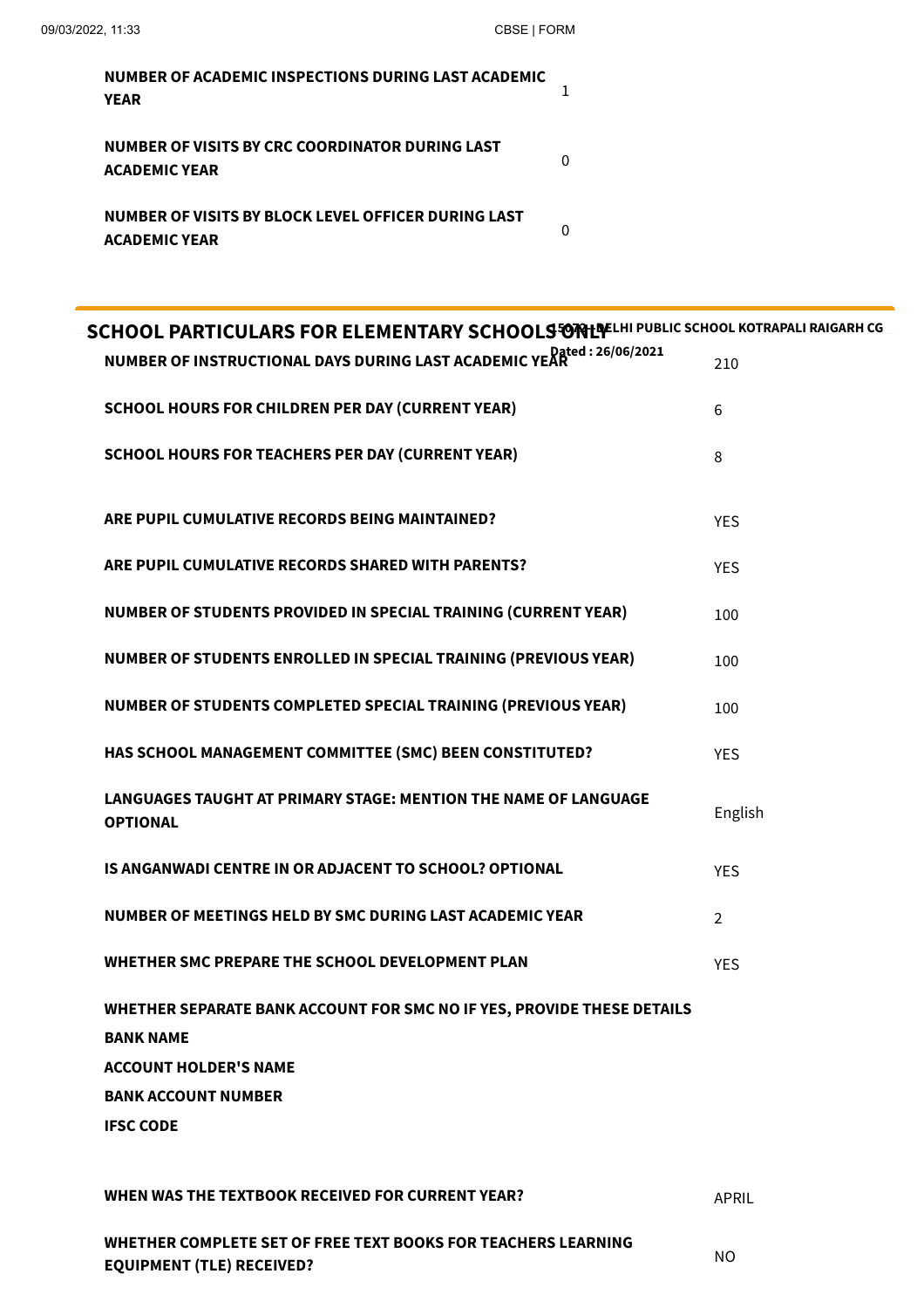| | |
|---|---|
| **NUMBER OF ACADEMIC INSPECTIONS DURING LAST ACADEMIC YEAR** | 1 |
| **NUMBER OF VISITS BY CRC COORDINATOR DURING LAST ACADEMIC YEAR** | 0 |
| **NUMBER OF VISITS BY BLOCK LEVEL OFFICER DURING LAST ACADEMIC YEAR** | 0 |

## SCHOOL PARTICULARS FOR ELEMENTARY SCHOOLS ONLY

15070-DELHI PUBLIC SCHOOL KOTRAPALI RAIGARH CG
Dated : 26/06/2021

| | |
|---|---|
| **NUMBER OF INSTRUCTIONAL DAYS DURING LAST ACADEMIC YEAR** | 210 |
| **SCHOOL HOURS FOR CHILDREN PER DAY (CURRENT YEAR)** | 6 |
| **SCHOOL HOURS FOR TEACHERS PER DAY (CURRENT YEAR)** | 8 |
| **ARE PUPIL CUMULATIVE RECORDS BEING MAINTAINED?** | YES |
| **ARE PUPIL CUMULATIVE RECORDS SHARED WITH PARENTS?** | YES |
| **NUMBER OF STUDENTS PROVIDED IN SPECIAL TRAINING (CURRENT YEAR)** | 100 |
| **NUMBER OF STUDENTS ENROLLED IN SPECIAL TRAINING (PREVIOUS YEAR)** | 100 |
| **NUMBER OF STUDENTS COMPLETED SPECIAL TRAINING (PREVIOUS YEAR)** | 100 |
| **HAS SCHOOL MANAGEMENT COMMITTEE (SMC) BEEN CONSTITUTED?** | YES |
| **LANGUAGES TAUGHT AT PRIMARY STAGE: MENTION THE NAME OF LANGUAGE OPTIONAL** | English |
| **IS ANGANWADI CENTRE IN OR ADJACENT TO SCHOOL? OPTIONAL** | YES |
| **NUMBER OF MEETINGS HELD BY SMC DURING LAST ACADEMIC YEAR** | 2 |
| **WHETHER SMC PREPARE THE SCHOOL DEVELOPMENT PLAN** | YES |

**WHETHER SEPARATE BANK ACCOUNT FOR SMC NO IF YES, PROVIDE THESE DETAILS**

**BANK NAME**

**ACCOUNT HOLDER'S NAME**

**BANK ACCOUNT NUMBER**

**IFSC CODE**

| | |
|---|---|
| **WHEN WAS THE TEXTBOOK RECEIVED FOR CURRENT YEAR?** | APRIL |
| **WHETHER COMPLETE SET OF FREE TEXT BOOKS FOR TEACHERS LEARNING EQUIPMENT (TLE) RECEIVED?** | NO |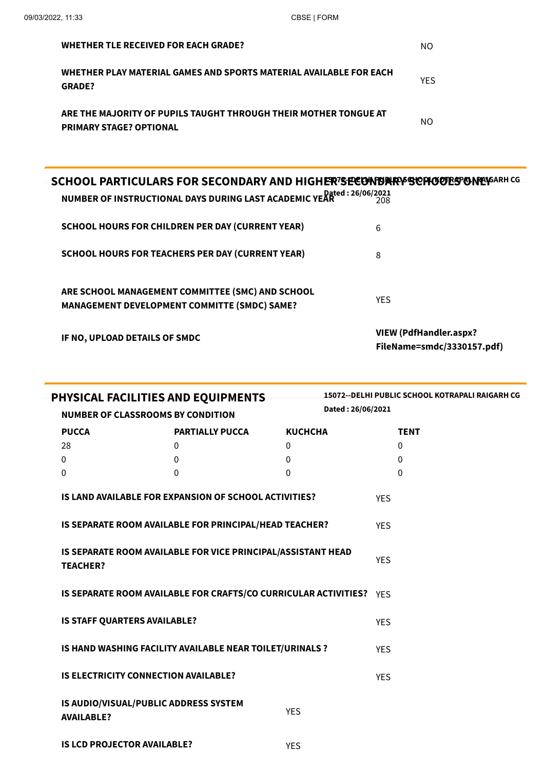| | |
|---|---|
| **WHETHER TLE RECEIVED FOR EACH GRADE?** | NO |
| **WHETHER PLAY MATERIAL GAMES AND SPORTS MATERIAL AVAILABLE FOR EACH GRADE?** | YES |
| **ARE THE MAJORITY OF PUPILS TAUGHT THROUGH THEIR MOTHER TONGUE AT PRIMARY STAGE? OPTIONAL** | NO |

## SCHOOL PARTICULARS FOR SECONDARY AND HIGHER SECONDARY SCHOOLS ONLY

**15072--DELHI PUBLIC SCHOOL KOTRAPALI RAIGARH CG**
**Dated : 26/06/2021**

| | |
|---|---|
| **NUMBER OF INSTRUCTIONAL DAYS DURING LAST ACADEMIC YEAR** | 208 |
| **SCHOOL HOURS FOR CHILDREN PER DAY (CURRENT YEAR)** | 6 |
| **SCHOOL HOURS FOR TEACHERS PER DAY (CURRENT YEAR)** | 8 |
| **ARE SCHOOL MANAGEMENT COMMITTEE (SMC) AND SCHOOL MANAGEMENT DEVELOPMENT COMMITTE (SMDC) SAME?** | YES |
| **IF NO, UPLOAD DETAILS OF SMDC** | **VIEW (PdfHandler.aspx?FileName=smdc/3330157.pdf)** |

## PHYSICAL FACILITIES AND EQUIPMENTS

**15072--DELHI PUBLIC SCHOOL KOTRAPALI RAIGARH CG**
**Dated : 26/06/2021**

**NUMBER OF CLASSROOMS BY CONDITION**

| PUCCA | PARTIALLY PUCCA | KUCHCHA | TENT |
|---|---|---|---|
| 28 | 0 | 0 | 0 |
| 0 | 0 | 0 | 0 |
| 0 | 0 | 0 | 0 |

| | |
|---|---|
| **IS LAND AVAILABLE FOR EXPANSION OF SCHOOL ACTIVITIES?** | YES |
| **IS SEPARATE ROOM AVAILABLE FOR PRINCIPAL/HEAD TEACHER?** | YES |
| **IS SEPARATE ROOM AVAILABLE FOR VICE PRINCIPAL/ASSISTANT HEAD TEACHER?** | YES |
| **IS SEPARATE ROOM AVAILABLE FOR CRAFTS/CO CURRICULAR ACTIVITIES?** | YES |
| **IS STAFF QUARTERS AVAILABLE?** | YES |
| **IS HAND WASHING FACILITY AVAILABLE NEAR TOILET/URINALS ?** | YES |
| **IS ELECTRICITY CONNECTION AVAILABLE?** | YES |
| **IS AUDIO/VISUAL/PUBLIC ADDRESS SYSTEM AVAILABLE?** | YES |
| **IS LCD PROJECTOR AVAILABLE?** | YES |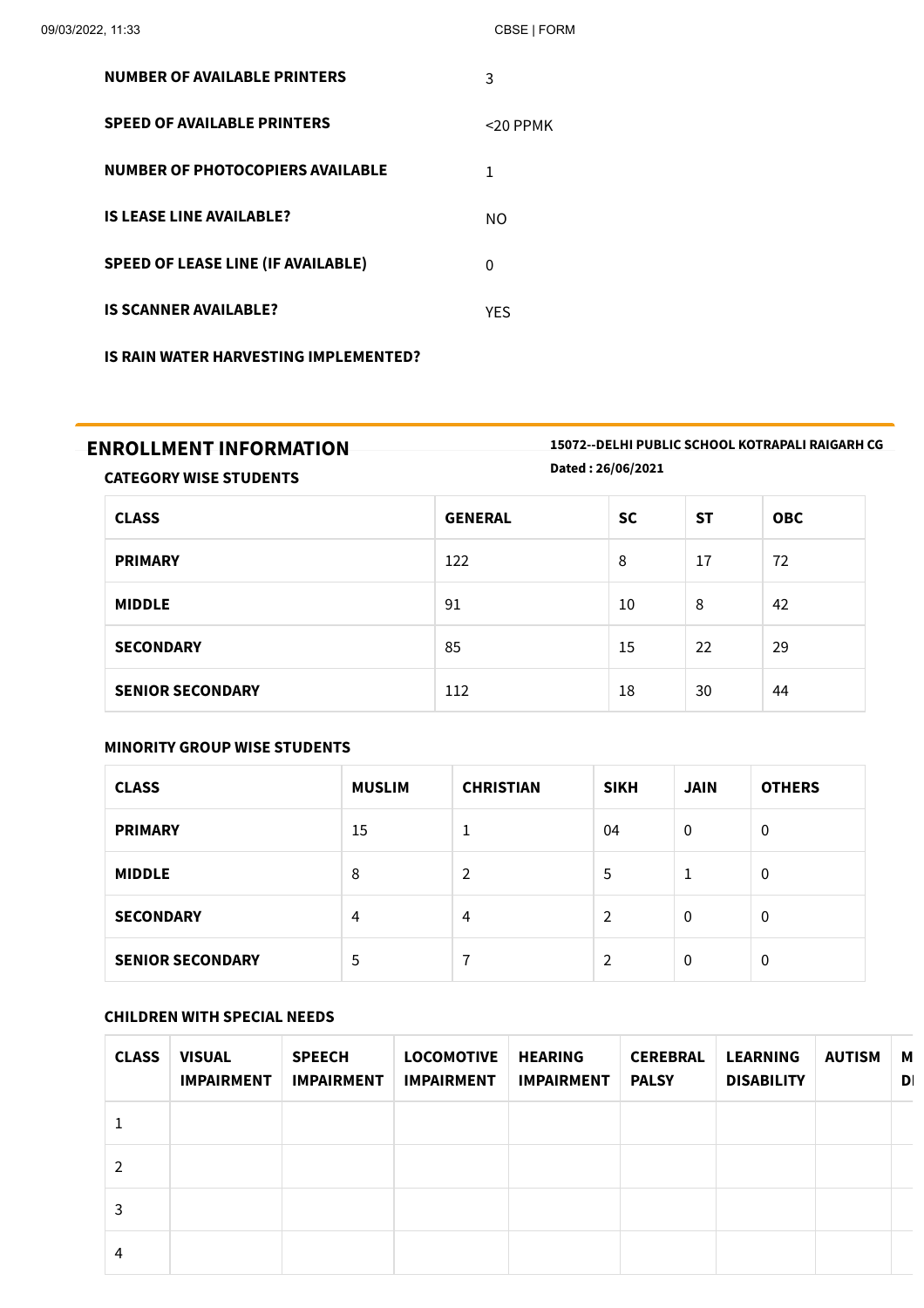| | |
|---|---|
| **NUMBER OF AVAILABLE PRINTERS** | 3 |
| **SPEED OF AVAILABLE PRINTERS** | <20 PPMK |
| **NUMBER OF PHOTOCOPIERS AVAILABLE** | 1 |
| **IS LEASE LINE AVAILABLE?** | NO |
| **SPEED OF LEASE LINE (IF AVAILABLE)** | 0 |
| **IS SCANNER AVAILABLE?** | YES |
| **IS RAIN WATER HARVESTING IMPLEMENTED?** | |

## ENROLLMENT INFORMATION

**15072--DELHI PUBLIC SCHOOL KOTRAPALI RAIGARH CG**

**Dated : 26/06/2021**

### CATEGORY WISE STUDENTS

| CLASS | GENERAL | SC | ST | OBC |
|---|---|---|---|---|
| **PRIMARY** | 122 | 8 | 17 | 72 |
| **MIDDLE** | 91 | 10 | 8 | 42 |
| **SECONDARY** | 85 | 15 | 22 | 29 |
| **SENIOR SECONDARY** | 112 | 18 | 30 | 44 |

### MINORITY GROUP WISE STUDENTS

| CLASS | MUSLIM | CHRISTIAN | SIKH | JAIN | OTHERS |
|---|---|---|---|---|---|
| **PRIMARY** | 15 | 1 | 04 | 0 | 0 |
| **MIDDLE** | 8 | 2 | 5 | 1 | 0 |
| **SECONDARY** | 4 | 4 | 2 | 0 | 0 |
| **SENIOR SECONDARY** | 5 | 7 | 2 | 0 | 0 |

### CHILDREN WITH SPECIAL NEEDS

| CLASS | VISUAL IMPAIRMENT | SPEECH IMPAIRMENT | LOCOMOTIVE IMPAIRMENT | HEARING IMPAIRMENT | CEREBRAL PALSY | LEARNING DISABILITY | AUTISM | M D |
|---|---|---|---|---|---|---|---|---|
| 1 | | | | | | | | |
| 2 | | | | | | | | |
| 3 | | | | | | | | |
| 4 | | | | | | | | |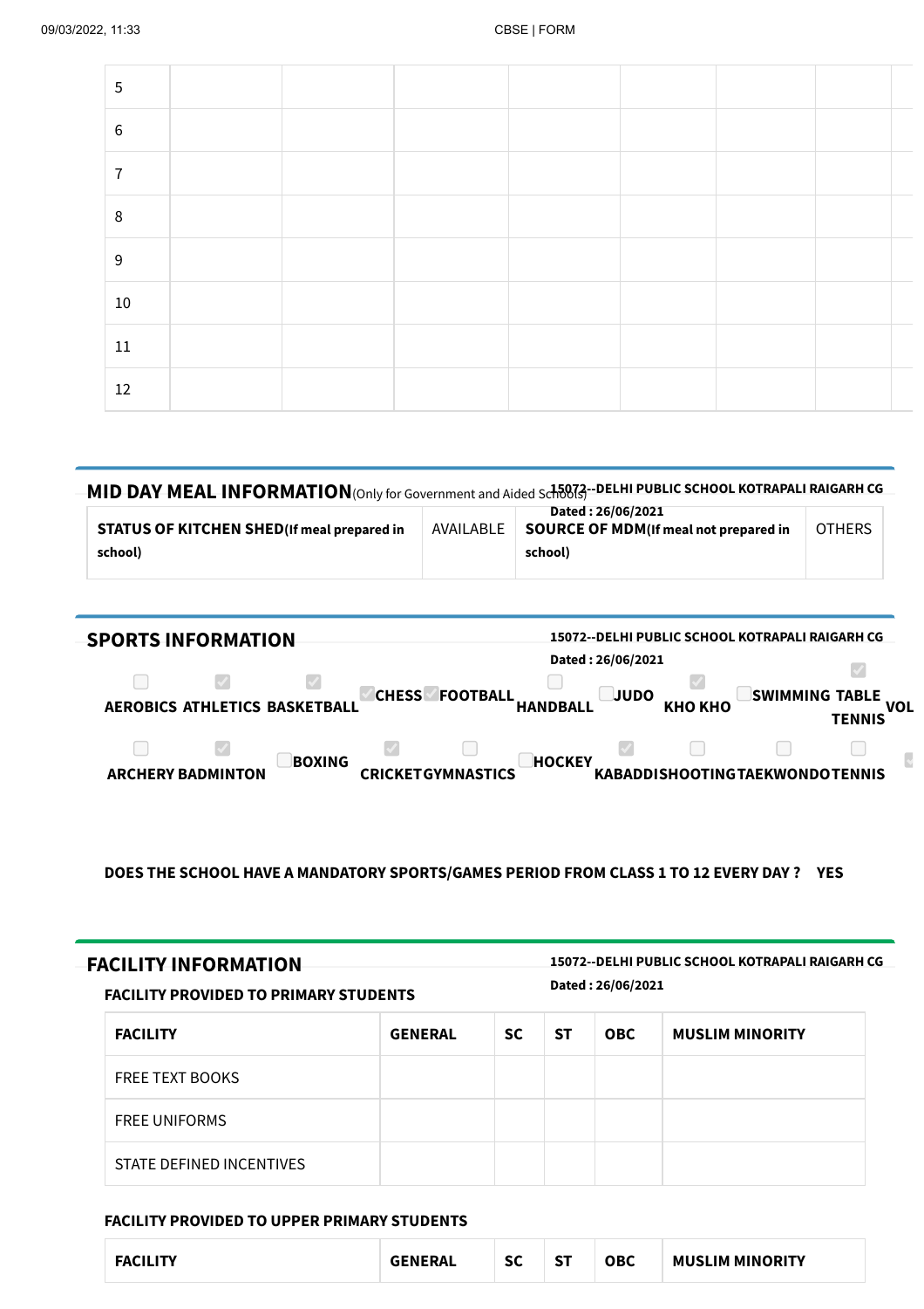| | | | | | | | | |
|---|---|---|---|---|---|---|---|---|
| 5 | | | | | | | | |
| 6 | | | | | | | | |
| 7 | | | | | | | | |
| 8 | | | | | | | | |
| 9 | | | | | | | | |
| 10 | | | | | | | | |
| 11 | | | | | | | | |
| 12 | | | | | | | | |

## MID DAY MEAL INFORMATION (Only for Government and Aided Schools)

**15072--DELHI PUBLIC SCHOOL KOTRAPALI RAIGARH CG**
**Dated : 26/06/2021**

| **STATUS OF KITCHEN SHED (If meal prepared in school)** | AVAILABLE | **SOURCE OF MDM (If meal not prepared in school)** | OTHERS |
|---|---|---|---|

## SPORTS INFORMATION

**15072--DELHI PUBLIC SCHOOL KOTRAPALI RAIGARH CG**
**Dated : 26/06/2021**

- [ ] AEROBICS
- [x] ATHLETICS
- [x] BASKETBALL
- [x] CHESS
- [x] FOOTBALL
- [ ] HANDBALL
- [ ] JUDO
- [x] KHO KHO
- [ ] SWIMMING
- [x] TABLE TENNIS
- VOL
- [ ] ARCHERY
- [x] BADMINTON
- [ ] BOXING
- [x] CRICKET
- [ ] GYMNASTICS
- [ ] HOCKEY
- [x] KABADDI
- [ ] SHOOTING
- [ ] TAEKWONDO
- [ ] TENNIS

**DOES THE SCHOOL HAVE A MANDATORY SPORTS/GAMES PERIOD FROM CLASS 1 TO 12 EVERY DAY ? YES**

## FACILITY INFORMATION

**15072--DELHI PUBLIC SCHOOL KOTRAPALI RAIGARH CG**
**Dated : 26/06/2021**

### FACILITY PROVIDED TO PRIMARY STUDENTS

| FACILITY | GENERAL | SC | ST | OBC | MUSLIM MINORITY |
|---|---|---|---|---|---|
| FREE TEXT BOOKS | | | | | |
| FREE UNIFORMS | | | | | |
| STATE DEFINED INCENTIVES | | | | | |

### FACILITY PROVIDED TO UPPER PRIMARY STUDENTS

| FACILITY | GENERAL | SC | ST | OBC | MUSLIM MINORITY |
|---|---|---|---|---|---|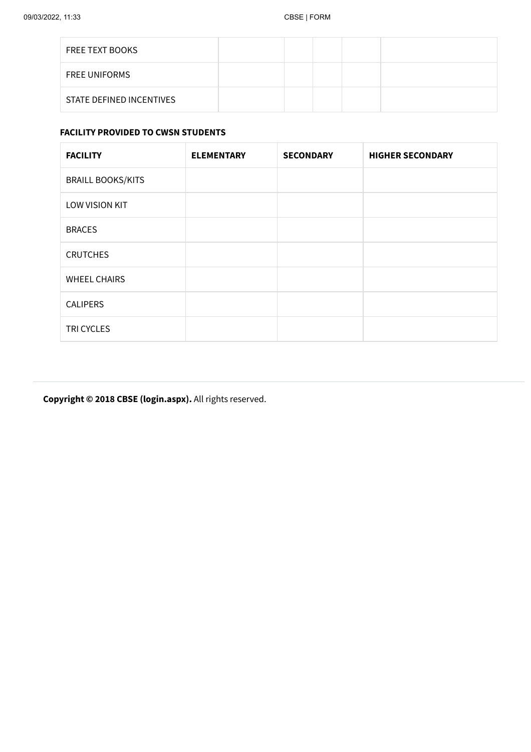| | | | | | |
|---|---|---|---|---|---|
| FREE TEXT BOOKS | | | | | |
| FREE UNIFORMS | | | | | |
| STATE DEFINED INCENTIVES | | | | | |

**FACILITY PROVIDED TO CWSN STUDENTS**

| FACILITY | ELEMENTARY | SECONDARY | HIGHER SECONDARY |
|---|---|---|---|
| BRAILL BOOKS/KITS | | | |
| LOW VISION KIT | | | |
| BRACES | | | |
| CRUTCHES | | | |
| WHEEL CHAIRS | | | |
| CALIPERS | | | |
| TRI CYCLES | | | |

**Copyright © 2018 CBSE (login.aspx).** All rights reserved.